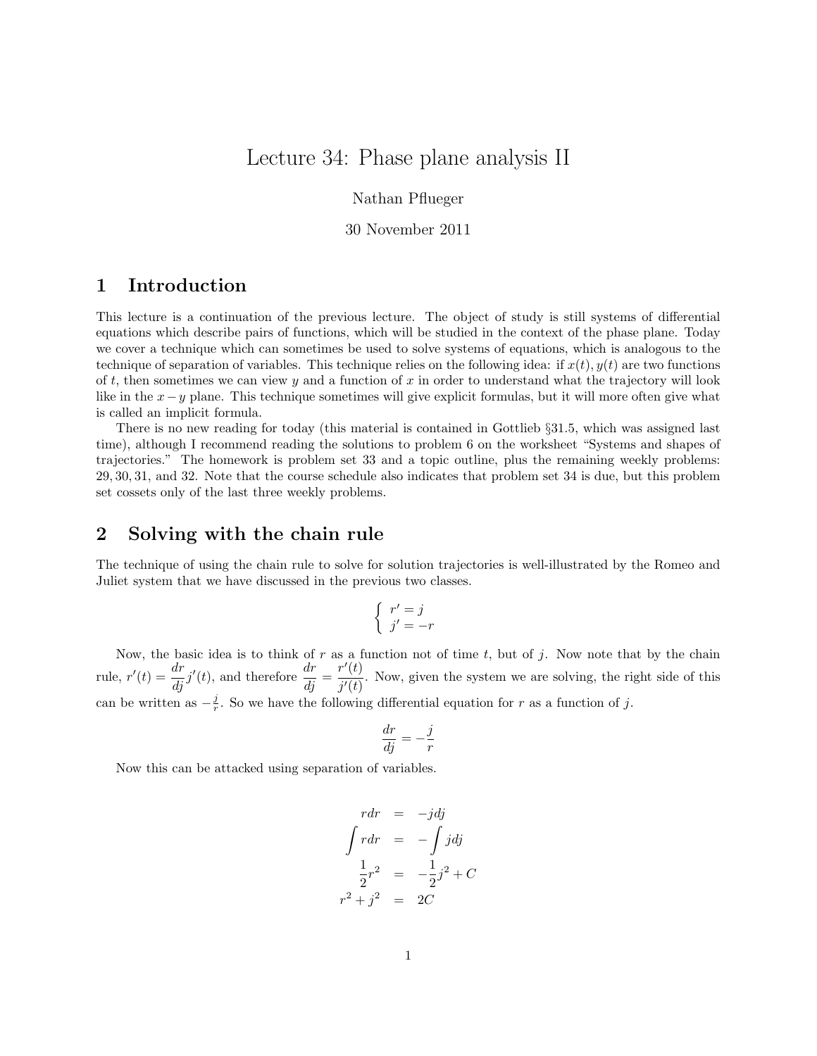# Lecture 34: Phase plane analysis II

Nathan Pflueger

30 November 2011

## 1 Introduction

This lecture is a continuation of the previous lecture. The object of study is still systems of differential equations which describe pairs of functions, which will be studied in the context of the phase plane. Today we cover a technique which can sometimes be used to solve systems of equations, which is analogous to the technique of separation of variables. This technique relies on the following idea: if $x(t), y(t)$ are two functions of $t$, then sometimes we can view $y$ and a function of $x$ in order to understand what the trajectory will look like in the $x-y$ plane. This technique sometimes will give explicit formulas, but it will more often give what is called an implicit formula.

There is no new reading for today (this material is contained in Gottlieb §31.5, which was assigned last time), although I recommend reading the solutions to problem 6 on the worksheet "Systems and shapes of trajectories." The homework is problem set 33 and a topic outline, plus the remaining weekly problems: 29, 30, 31, and 32. Note that the course schedule also indicates that problem set 34 is due, but this problem set cossets only of the last three weekly problems.

## 2 Solving with the chain rule

The technique of using the chain rule to solve for solution trajectories is well-illustrated by the Romeo and Juliet system that we have discussed in the previous two classes.

$$\begin{cases} r' = j \\ j' = -r \end{cases}$$

Now, the basic idea is to think of $r$ as a function not of time $t$, but of $j$. Now note that by the chain rule, $r'(t) = \frac{dr}{dj} j'(t)$, and therefore $\frac{dr}{dj} = \frac{r'(t)}{j'(t)}$. Now, given the system we are solving, the right side of this can be written as $-\frac{j}{r}$. So we have the following differential equation for $r$ as a function of $j$.

$$\frac{dr}{dj} = -\frac{j}{r}$$

Now this can be attacked using separation of variables.

$$\begin{aligned} r\,dr &= -j\,dj \\ \int r\,dr &= -\int j\,dj \\ \frac{1}{2}r^2 &= -\frac{1}{2}j^2 + C \\ r^2 + j^2 &= 2C \end{aligned}$$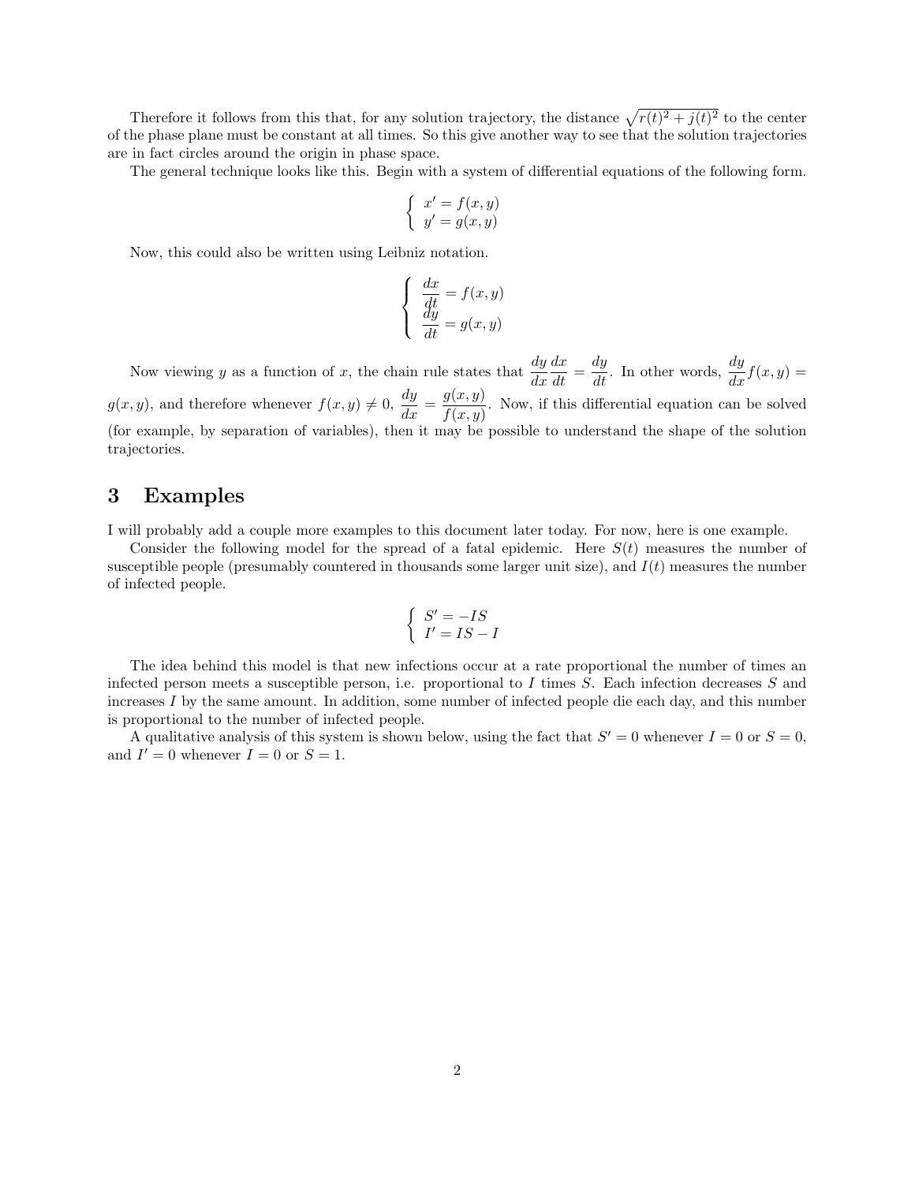Therefore it follows from this that, for any solution trajectory, the distance $\sqrt{r(t)^2 + j(t)^2}$ to the center of the phase plane must be constant at all times. So this give another way to see that the solution trajectories are in fact circles around the origin in phase space.

The general technique looks like this. Begin with a system of differential equations of the following form.

$$\begin{cases} x' = f(x, y) \\ y' = g(x, y) \end{cases}$$

Now, this could also be written using Leibniz notation.

$$\begin{cases} \dfrac{dx}{dt} = f(x, y) \\ \dfrac{dy}{dt} = g(x, y) \end{cases}$$

Now viewing $y$ as a function of $x$, the chain rule states that $\dfrac{dy}{dx}\dfrac{dx}{dt} = \dfrac{dy}{dt}$. In other words, $\dfrac{dy}{dx}f(x, y) = g(x, y)$, and therefore whenever $f(x, y) \neq 0$, $\dfrac{dy}{dx} = \dfrac{g(x, y)}{f(x, y)}$. Now, if this differential equation can be solved (for example, by separation of variables), then it may be possible to understand the shape of the solution trajectories.

## 3 Examples

I will probably add a couple more examples to this document later today. For now, here is one example.

Consider the following model for the spread of a fatal epidemic. Here $S(t)$ measures the number of susceptible people (presumably countered in thousands some larger unit size), and $I(t)$ measures the number of infected people.

$$\begin{cases} S' = -IS \\ I' = IS - I \end{cases}$$

The idea behind this model is that new infections occur at a rate proportional the number of times an infected person meets a susceptible person, i.e. proportional to $I$ times $S$. Each infection decreases $S$ and increases $I$ by the same amount. In addition, some number of infected people die each day, and this number is proportional to the number of infected people.

A qualitative analysis of this system is shown below, using the fact that $S' = 0$ whenever $I = 0$ or $S = 0$, and $I' = 0$ whenever $I = 0$ or $S = 1$.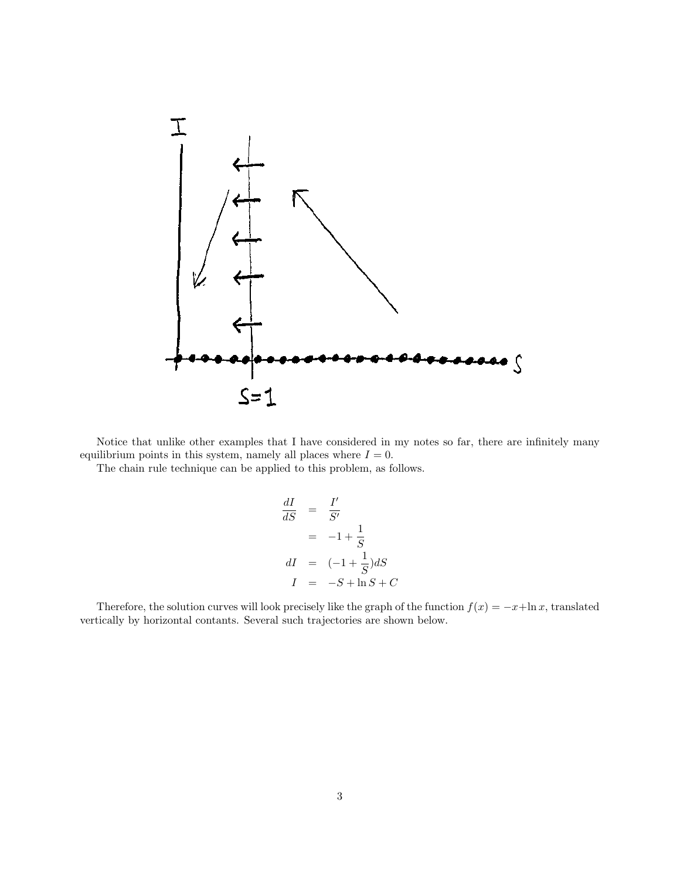Notice that unlike other examples that I have considered in my notes so far, there are infinitely many equilibrium points in this system, namely all places where $I = 0$.

The chain rule technique can be applied to this problem, as follows.

$$
\begin{aligned}
\frac{dI}{dS} &= \frac{I'}{S'} \\
&= -1 + \frac{1}{S} \\
dI &= (-1 + \frac{1}{S})dS \\
I &= -S + \ln S + C
\end{aligned}
$$

Therefore, the solution curves will look precisely like the graph of the function $f(x) = -x + \ln x$, translated vertically by horizontal contants. Several such trajectories are shown below.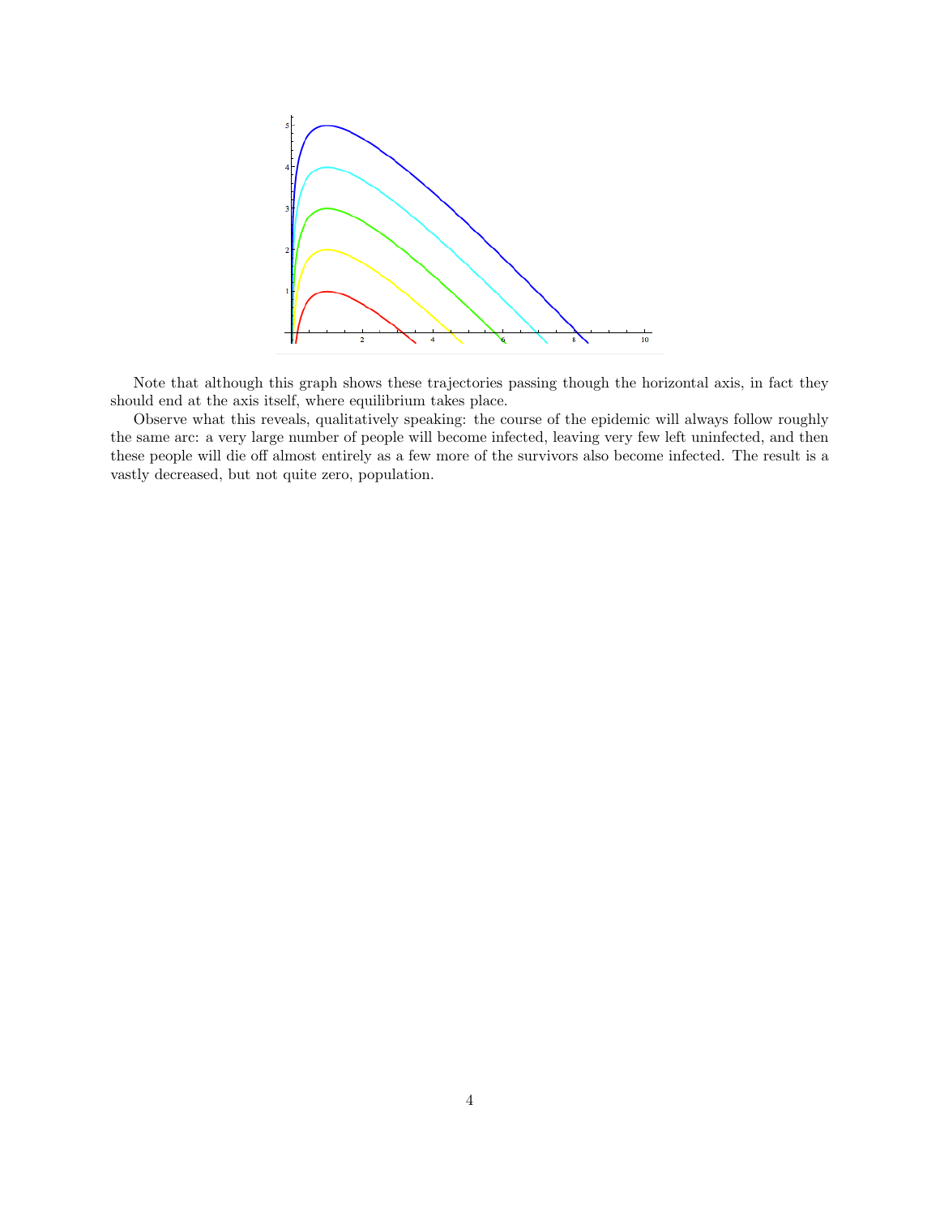5

4

3

2

1

2

4

6

8

10

Note that although this graph shows these trajectories passing though the horizontal axis, in fact they should end at the axis itself, where equilibrium takes place.

Observe what this reveals, qualitatively speaking: the course of the epidemic will always follow roughly the same arc: a very large number of people will become infected, leaving very few left uninfected, and then these people will die off almost entirely as a few more of the survivors also become infected. The result is a vastly decreased, but not quite zero, population.